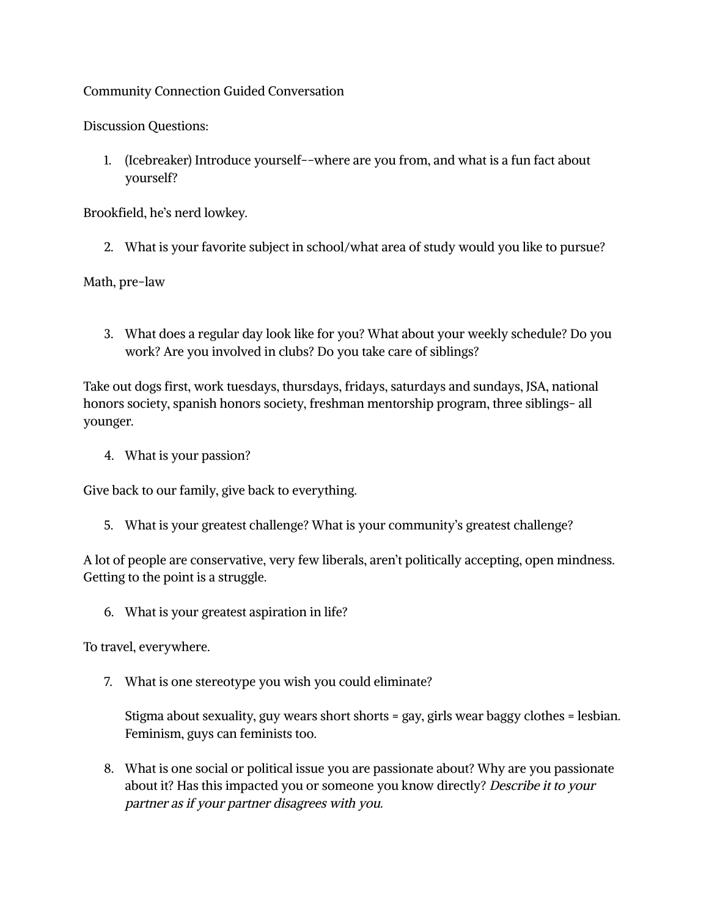Community Connection Guided Conversation

Discussion Questions:

1. (Icebreaker) Introduce yourself--where are you from, and what is a fun fact about yourself?

Brookfield, he's nerd lowkey.

2. What is your favorite subject in school/what area of study would you like to pursue?

Math, pre-law

3. What does a regular day look like for you? What about your weekly schedule? Do you work? Are you involved in clubs? Do you take care of siblings?

Take out dogs first, work tuesdays, thursdays, fridays, saturdays and sundays, JSA, national honors society, spanish honors society, freshman mentorship program, three siblings- all younger.

4. What is your passion?

Give back to our family, give back to everything.

5. What is your greatest challenge? What is your community's greatest challenge?

A lot of people are conservative, very few liberals, aren't politically accepting, open mindness. Getting to the point is a struggle.

6. What is your greatest aspiration in life?

To travel, everywhere.

7. What is one stereotype you wish you could eliminate?

   Stigma about sexuality, guy wears short shorts = gay, girls wear baggy clothes = lesbian. Feminism, guys can feminists too.

8. What is one social or political issue you are passionate about? Why are you passionate about it? Has this impacted you or someone you know directly? *Describe it to your partner as if your partner disagrees with you.*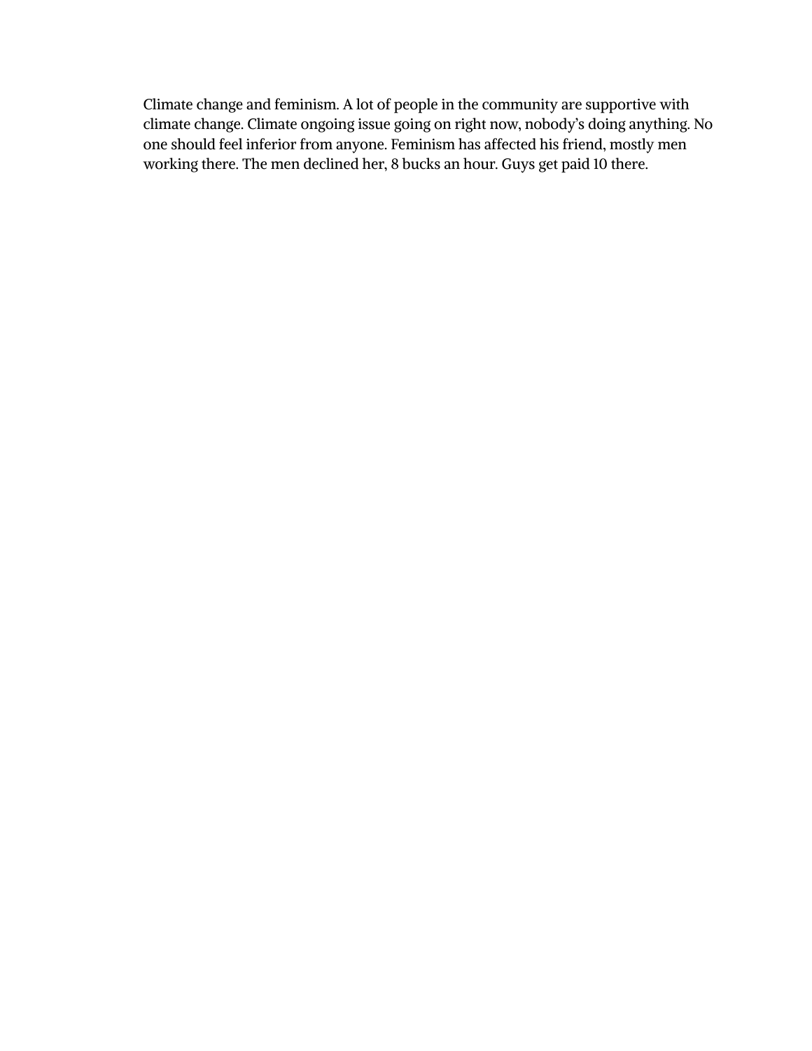Climate change and feminism. A lot of people in the community are supportive with climate change. Climate ongoing issue going on right now, nobody's doing anything. No one should feel inferior from anyone. Feminism has affected his friend, mostly men working there. The men declined her, 8 bucks an hour. Guys get paid 10 there.